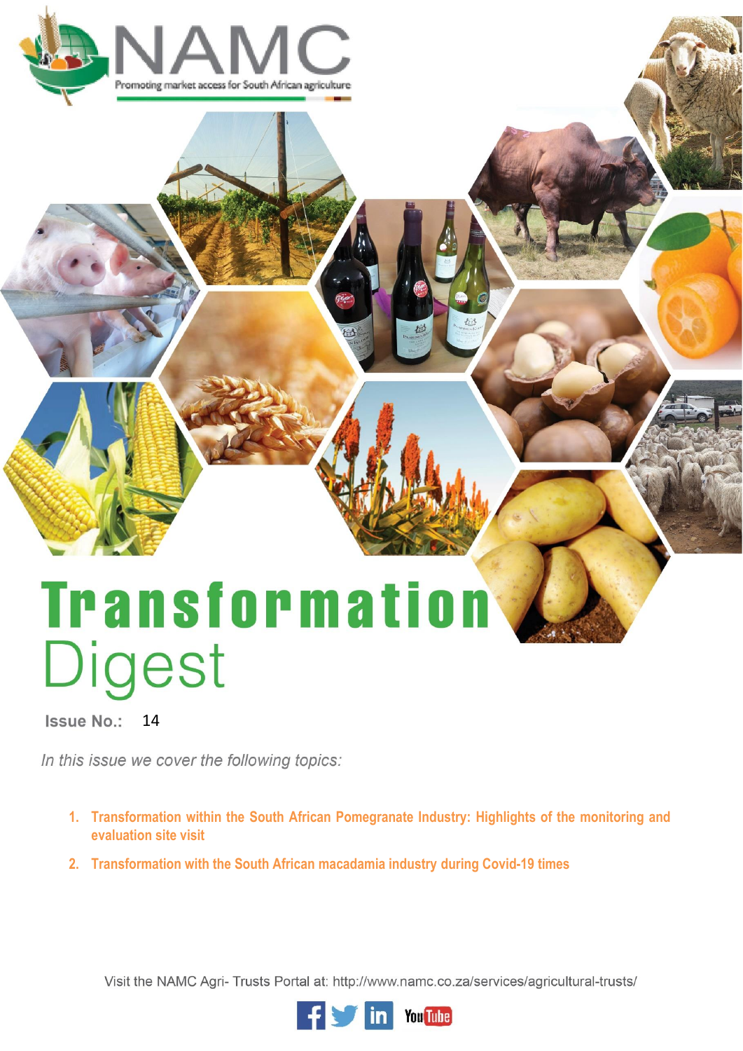NAMC

Promoting market access for South African agriculture

# Transformation Digest

**Issue No.:** 14

*In this issue we cover the following topics:*

1. **Transformation within the South African Pomegranate Industry: Highlights of the monitoring and evaluation site visit**
2. **Transformation with the South African macadamia industry during Covid-19 times**

Visit the NAMC Agri- Trusts Portal at: http://www.namc.co.za/services/agricultural-trusts/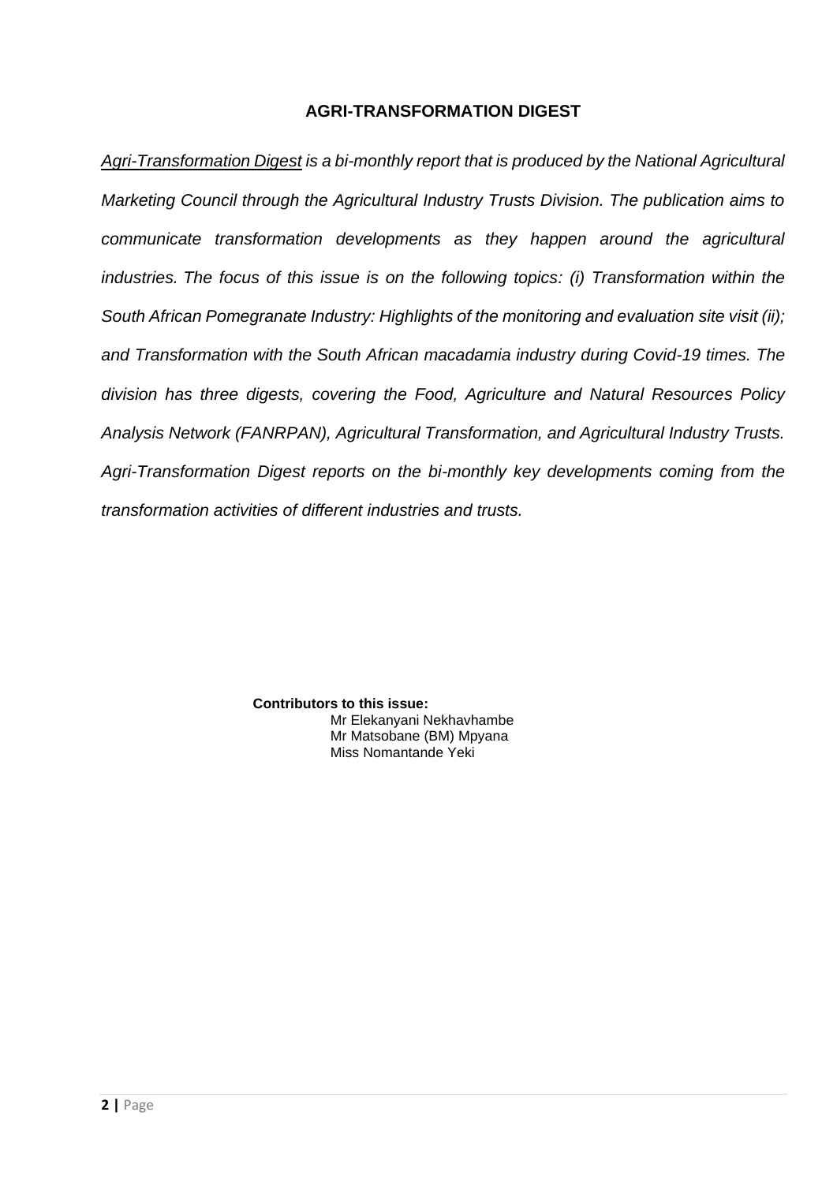## AGRI-TRANSFORMATION DIGEST

*Agri-Transformation Digest is a bi-monthly report that is produced by the National Agricultural Marketing Council through the Agricultural Industry Trusts Division. The publication aims to communicate transformation developments as they happen around the agricultural industries. The focus of this issue is on the following topics: (i) Transformation within the South African Pomegranate Industry: Highlights of the monitoring and evaluation site visit (ii); and Transformation with the South African macadamia industry during Covid-19 times. The division has three digests, covering the Food, Agriculture and Natural Resources Policy Analysis Network (FANRPAN), Agricultural Transformation, and Agricultural Industry Trusts. Agri-Transformation Digest reports on the bi-monthly key developments coming from the transformation activities of different industries and trusts.*

**Contributors to this issue:**

Mr Elekanyani Nekhavhambe
Mr Matsobane (BM) Mpyana
Miss Nomantande Yeki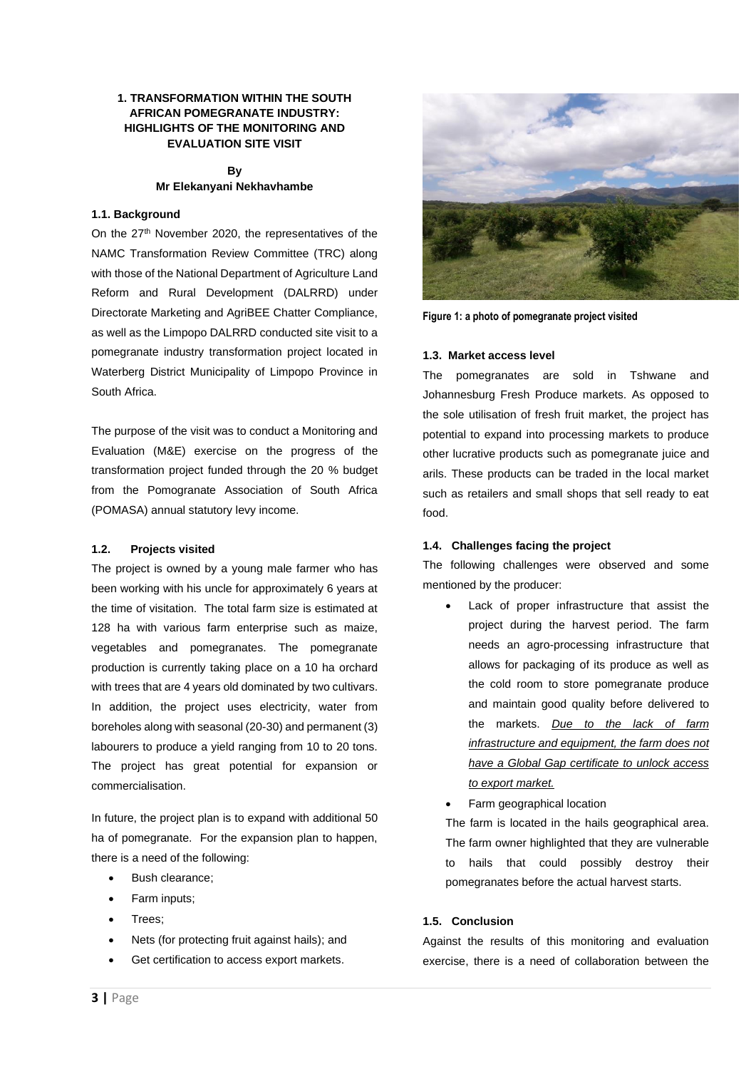# 1. TRANSFORMATION WITHIN THE SOUTH AFRICAN POMEGRANATE INDUSTRY: HIGHLIGHTS OF THE MONITORING AND EVALUATION SITE VISIT

**By**
**Mr Elekanyani Nekhavhambe**

## 1.1. Background

On the 27th November 2020, the representatives of the NAMC Transformation Review Committee (TRC) along with those of the National Department of Agriculture Land Reform and Rural Development (DALRRD) under Directorate Marketing and AgriBEE Chatter Compliance, as well as the Limpopo DALRRD conducted site visit to a pomegranate industry transformation project located in Waterberg District Municipality of Limpopo Province in South Africa.

The purpose of the visit was to conduct a Monitoring and Evaluation (M&E) exercise on the progress of the transformation project funded through the 20 % budget from the Pomogranate Association of South Africa (POMASA) annual statutory levy income.

## 1.2. Projects visited

The project is owned by a young male farmer who has been working with his uncle for approximately 6 years at the time of visitation. The total farm size is estimated at 128 ha with various farm enterprise such as maize, vegetables and pomegranates. The pomegranate production is currently taking place on a 10 ha orchard with trees that are 4 years old dominated by two cultivars. In addition, the project uses electricity, water from boreholes along with seasonal (20-30) and permanent (3) labourers to produce a yield ranging from 10 to 20 tons. The project has great potential for expansion or commercialisation.

In future, the project plan is to expand with additional 50 ha of pomegranate. For the expansion plan to happen, there is a need of the following:

- Bush clearance;
- Farm inputs;
- Trees;
- Nets (for protecting fruit against hails); and
- Get certification to access export markets.

**Figure 1: a photo of pomegranate project visited**

## 1.3. Market access level

The pomegranates are sold in Tshwane and Johannesburg Fresh Produce markets. As opposed to the sole utilisation of fresh fruit market, the project has potential to expand into processing markets to produce other lucrative products such as pomegranate juice and arils. These products can be traded in the local market such as retailers and small shops that sell ready to eat food.

## 1.4. Challenges facing the project

The following challenges were observed and some mentioned by the producer:

- Lack of proper infrastructure that assist the project during the harvest period. The farm needs an agro-processing infrastructure that allows for packaging of its produce as well as the cold room to store pomegranate produce and maintain good quality before delivered to the markets. *Due to the lack of farm infrastructure and equipment, the farm does not have a Global Gap certificate to unlock access to export market.*
- Farm geographical location

The farm is located in the hails geographical area. The farm owner highlighted that they are vulnerable to hails that could possibly destroy their pomegranates before the actual harvest starts.

## 1.5. Conclusion

Against the results of this monitoring and evaluation exercise, there is a need of collaboration between the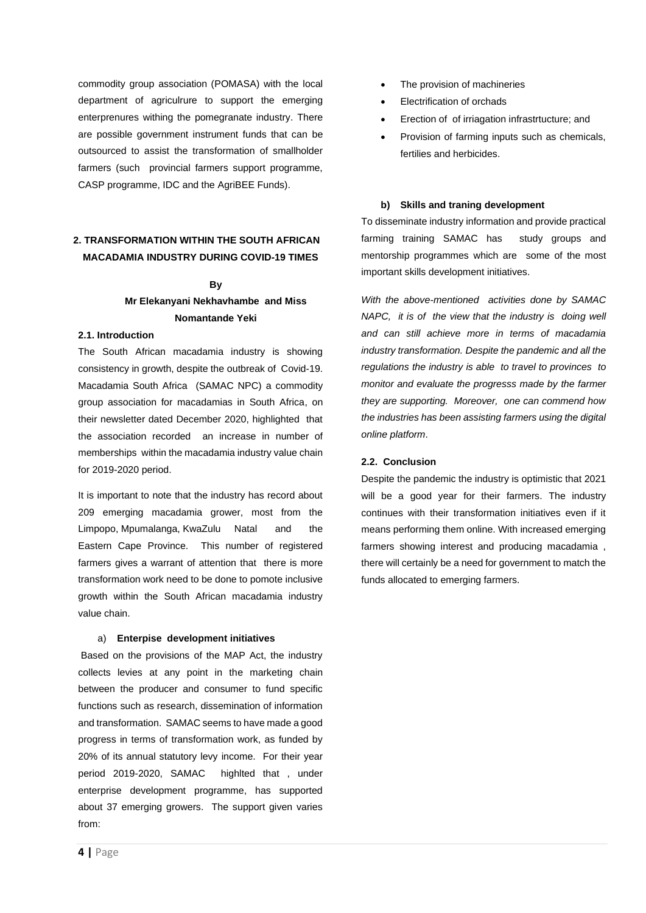commodity group association (POMASA) with the local department of agriculrure to support the emerging enterprenures withing the pomegranate industry. There are possible government instrument funds that can be outsourced to assist the transformation of smallholder farmers (such provincial farmers support programme, CASP programme, IDC and the AgriBEE Funds).

## 2. TRANSFORMATION WITHIN THE SOUTH AFRICAN MACADAMIA INDUSTRY DURING COVID-19 TIMES

**By**

**Mr Elekanyani Nekhavhambe and Miss Nomantande Yeki**

### 2.1. Introduction

The South African macadamia industry is showing consistency in growth, despite the outbreak of Covid-19. Macadamia South Africa (SAMAC NPC) a commodity group association for macadamias in South Africa, on their newsletter dated December 2020, highlighted that the association recorded an increase in number of memberships within the macadamia industry value chain for 2019-2020 period.

It is important to note that the industry has record about 209 emerging macadamia grower, most from the Limpopo, Mpumalanga, KwaZulu Natal and the Eastern Cape Province. This number of registered farmers gives a warrant of attention that there is more transformation work need to be done to pomote inclusive growth within the South African macadamia industry value chain.

a) **Enterprise development initiatives**

Based on the provisions of the MAP Act, the industry collects levies at any point in the marketing chain between the producer and consumer to fund specific functions such as research, dissemination of information and transformation. SAMAC seems to have made a good progress in terms of transformation work, as funded by 20% of its annual statutory levy income. For their year period 2019-2020, SAMAC highlted that , under enterprise development programme, has supported about 37 emerging growers. The support given varies from:

- The provision of machineries
- Electrification of orchads
- Erection of of irriagation infrastrtucture; and
- Provision of farming inputs such as chemicals, fertilies and herbicides.

**b) Skills and traning development**

To disseminate industry information and provide practical farming training SAMAC has study groups and mentorship programmes which are some of the most important skills development initiatives.

*With the above-mentioned activities done by SAMAC NAPC, it is of the view that the industry is doing well and can still achieve more in terms of macadamia industry transformation. Despite the pandemic and all the regulations the industry is able to travel to provinces to monitor and evaluate the progresss made by the farmer they are supporting. Moreover, one can commend how the industries has been assisting farmers using the digital online platform*.

### 2.2. Conclusion

Despite the pandemic the industry is optimistic that 2021 will be a good year for their farmers. The industry continues with their transformation initiatives even if it means performing them online. With increased emerging farmers showing interest and producing macadamia , there will certainly be a need for government to match the funds allocated to emerging farmers.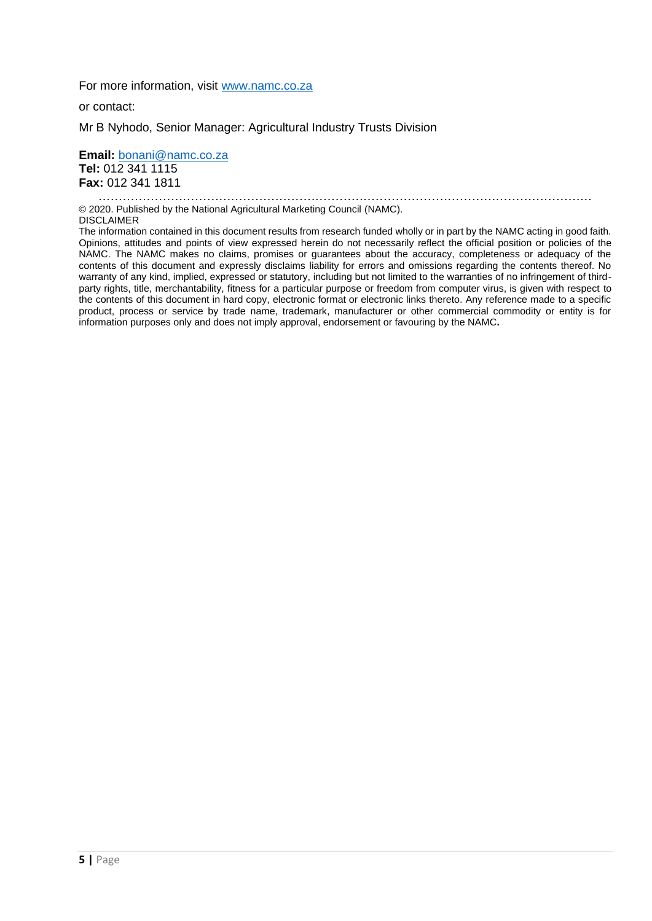For more information, visit [www.namc.co.za](http://www.namc.co.za)

or contact:

Mr B Nyhodo, Senior Manager: Agricultural Industry Trusts Division

**Email:** [bonani@namc.co.za](mailto:bonani@namc.co.za)
**Tel:** 012 341 1115
**Fax:** 012 341 1811

……………………………………………………………………………………………………………

© 2020. Published by the National Agricultural Marketing Council (NAMC).
DISCLAIMER
The information contained in this document results from research funded wholly or in part by the NAMC acting in good faith. Opinions, attitudes and points of view expressed herein do not necessarily reflect the official position or policies of the NAMC. The NAMC makes no claims, promises or guarantees about the accuracy, completeness or adequacy of the contents of this document and expressly disclaims liability for errors and omissions regarding the contents thereof. No warranty of any kind, implied, expressed or statutory, including but not limited to the warranties of no infringement of third-party rights, title, merchantability, fitness for a particular purpose or freedom from computer virus, is given with respect to the contents of this document in hard copy, electronic format or electronic links thereto. Any reference made to a specific product, process or service by trade name, trademark, manufacturer or other commercial commodity or entity is for information purposes only and does not imply approval, endorsement or favouring by the NAMC**.**